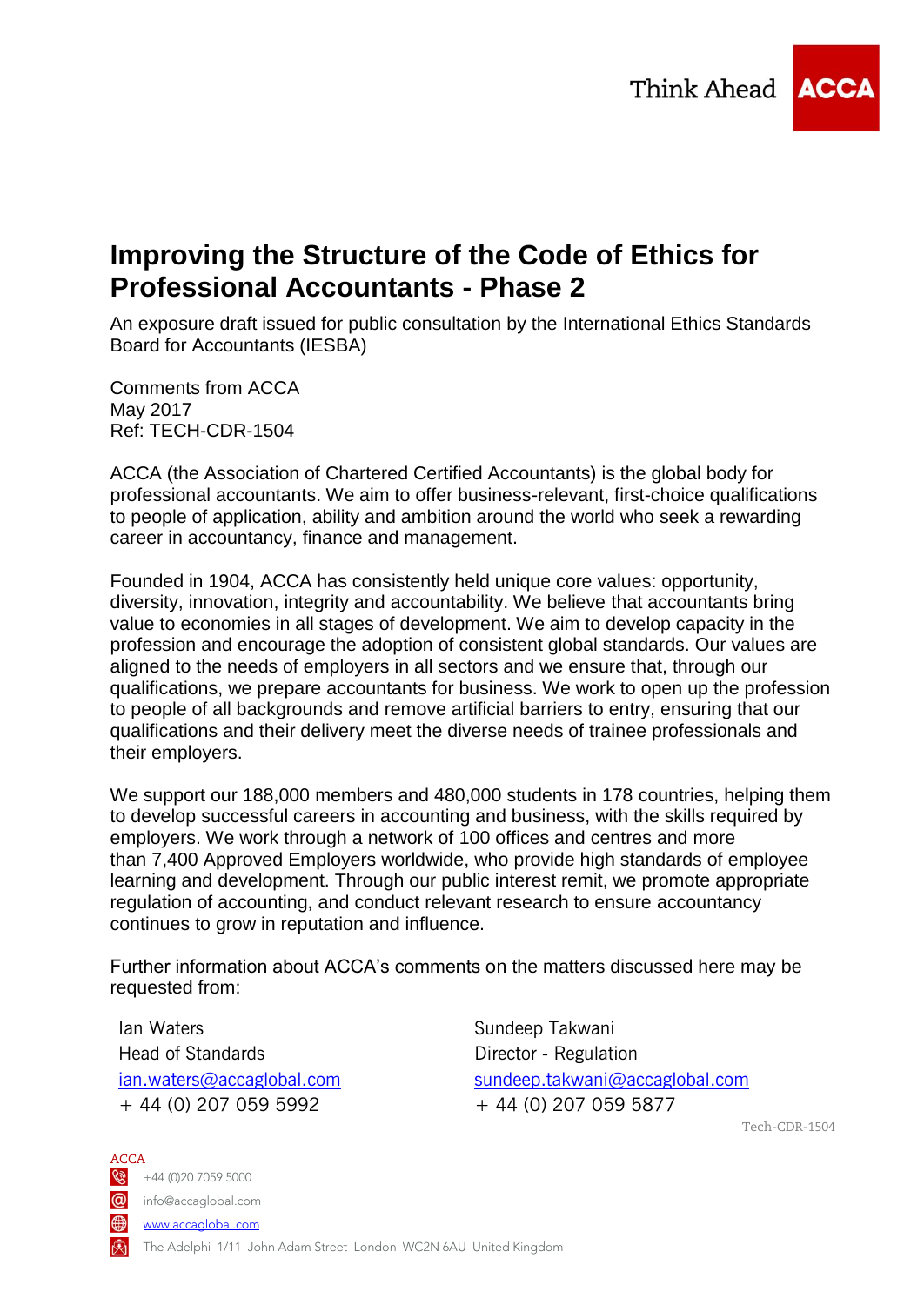Think Ahead ACCA

# Improving the Structure of the Code of Ethics for Professional Accountants - Phase 2

An exposure draft issued for public consultation by the International Ethics Standards Board for Accountants (IESBA)

Comments from ACCA
May 2017
Ref: TECH-CDR-1504

ACCA (the Association of Chartered Certified Accountants) is the global body for professional accountants. We aim to offer business-relevant, first-choice qualifications to people of application, ability and ambition around the world who seek a rewarding career in accountancy, finance and management.

Founded in 1904, ACCA has consistently held unique core values: opportunity, diversity, innovation, integrity and accountability. We believe that accountants bring value to economies in all stages of development. We aim to develop capacity in the profession and encourage the adoption of consistent global standards. Our values are aligned to the needs of employers in all sectors and we ensure that, through our qualifications, we prepare accountants for business. We work to open up the profession to people of all backgrounds and remove artificial barriers to entry, ensuring that our qualifications and their delivery meet the diverse needs of trainee professionals and their employers.

We support our 188,000 members and 480,000 students in 178 countries, helping them to develop successful careers in accounting and business, with the skills required by employers. We work through a network of 100 offices and centres and more than 7,400 Approved Employers worldwide, who provide high standards of employee learning and development. Through our public interest remit, we promote appropriate regulation of accounting, and conduct relevant research to ensure accountancy continues to grow in reputation and influence.

Further information about ACCA's comments on the matters discussed here may be requested from:

Ian Waters
Head of Standards
ian.waters@accaglobal.com
+ 44 (0) 207 059 5992

Sundeep Takwani
Director - Regulation
sundeep.takwani@accaglobal.com
+ 44 (0) 207 059 5877

ACCA
+44 (0)20 7059 5000
info@accaglobal.com
www.accaglobal.com
The Adelphi 1/11 John Adam Street London WC2N 6AU United Kingdom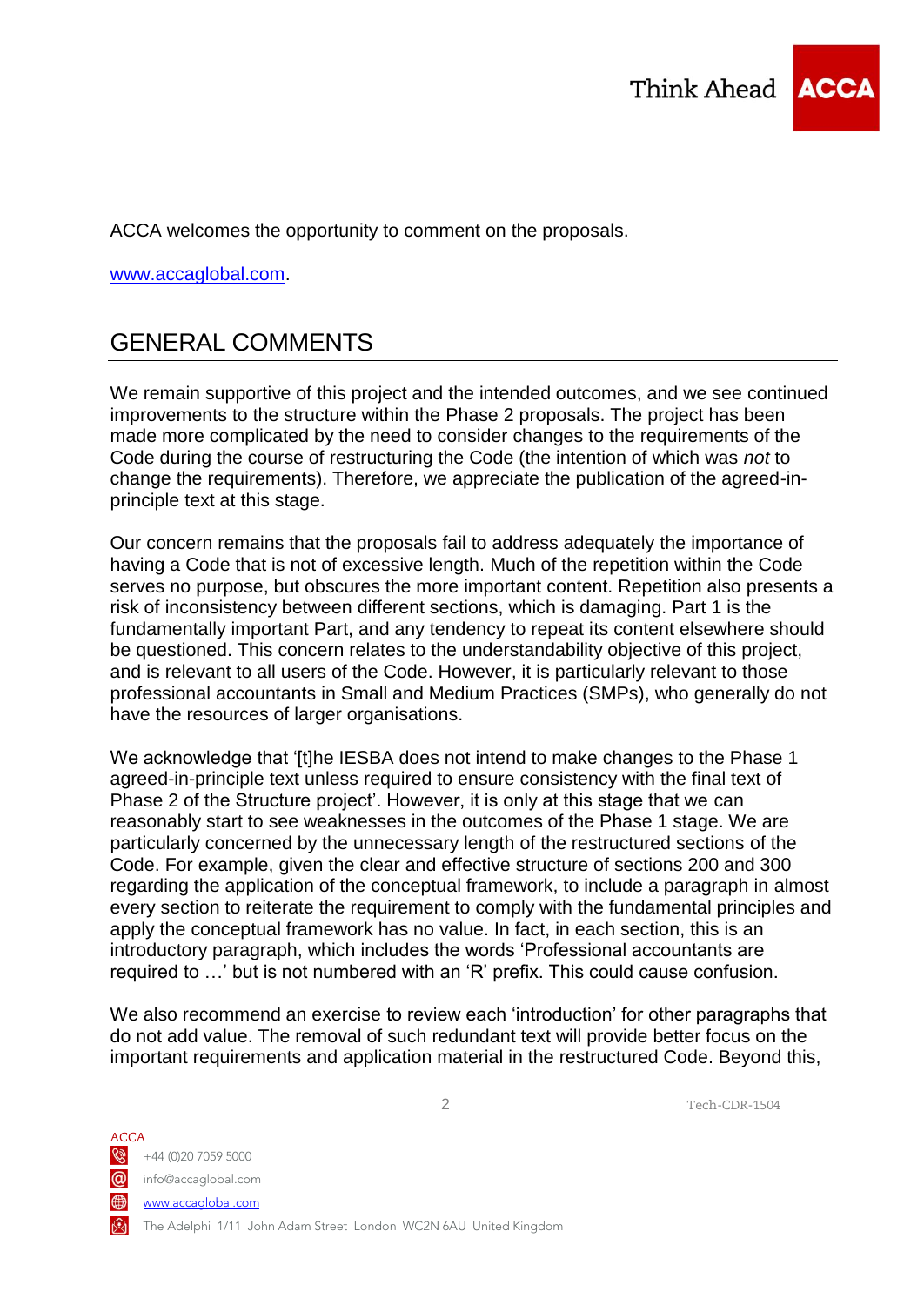ACCA welcomes the opportunity to comment on the proposals.

www.accaglobal.com.

## GENERAL COMMENTS

We remain supportive of this project and the intended outcomes, and we see continued improvements to the structure within the Phase 2 proposals. The project has been made more complicated by the need to consider changes to the requirements of the Code during the course of restructuring the Code (the intention of which was *not* to change the requirements). Therefore, we appreciate the publication of the agreed-in-principle text at this stage.

Our concern remains that the proposals fail to address adequately the importance of having a Code that is not of excessive length. Much of the repetition within the Code serves no purpose, but obscures the more important content. Repetition also presents a risk of inconsistency between different sections, which is damaging. Part 1 is the fundamentally important Part, and any tendency to repeat its content elsewhere should be questioned. This concern relates to the understandability objective of this project, and is relevant to all users of the Code. However, it is particularly relevant to those professional accountants in Small and Medium Practices (SMPs), who generally do not have the resources of larger organisations.

We acknowledge that '[t]he IESBA does not intend to make changes to the Phase 1 agreed-in-principle text unless required to ensure consistency with the final text of Phase 2 of the Structure project'. However, it is only at this stage that we can reasonably start to see weaknesses in the outcomes of the Phase 1 stage. We are particularly concerned by the unnecessary length of the restructured sections of the Code. For example, given the clear and effective structure of sections 200 and 300 regarding the application of the conceptual framework, to include a paragraph in almost every section to reiterate the requirement to comply with the fundamental principles and apply the conceptual framework has no value. In fact, in each section, this is an introductory paragraph, which includes the words 'Professional accountants are required to …' but is not numbered with an 'R' prefix. This could cause confusion.

We also recommend an exercise to review each 'introduction' for other paragraphs that do not add value. The removal of such redundant text will provide better focus on the important requirements and application material in the restructured Code. Beyond this,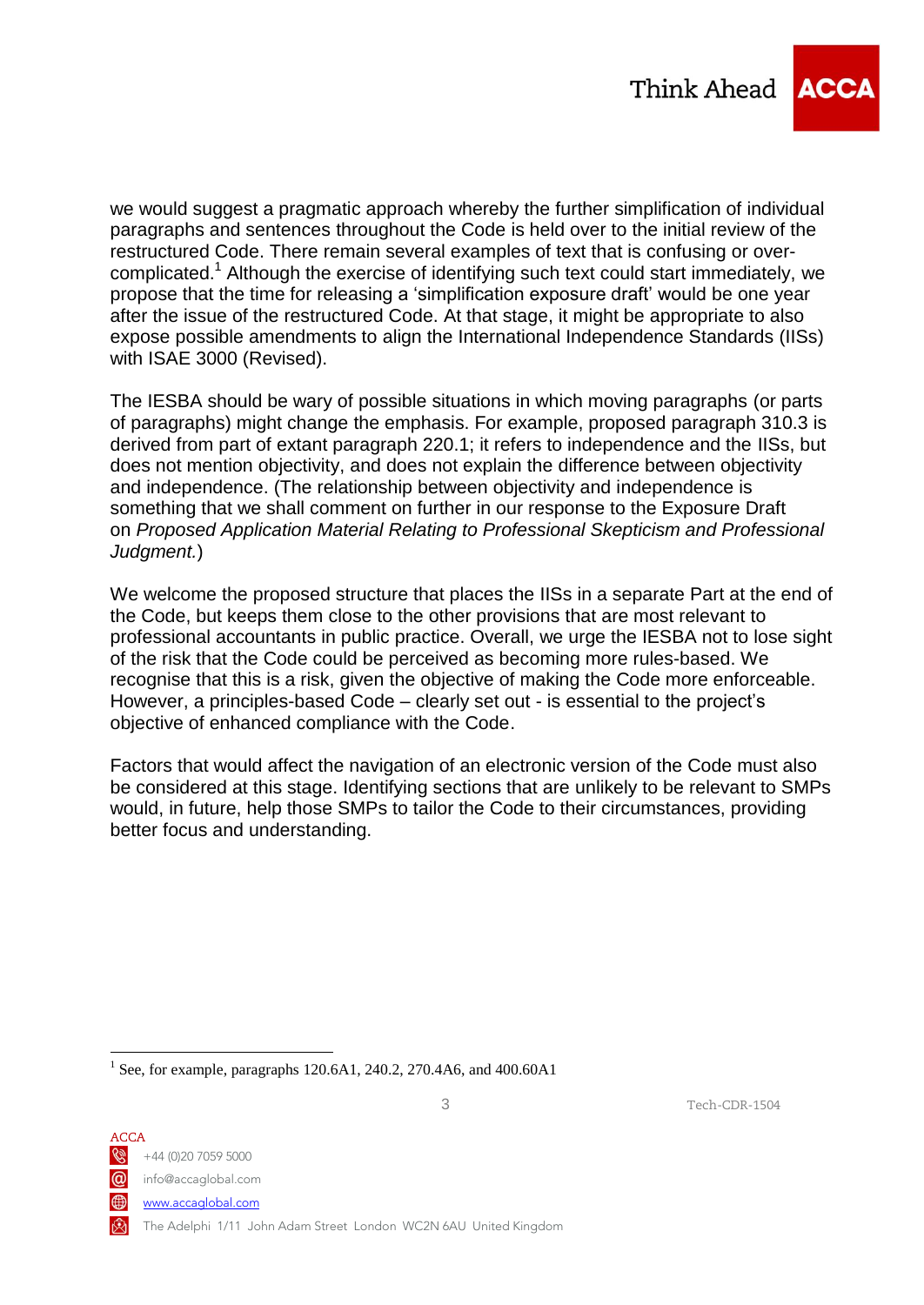we would suggest a pragmatic approach whereby the further simplification of individual paragraphs and sentences throughout the Code is held over to the initial review of the restructured Code. There remain several examples of text that is confusing or over-complicated.[1] Although the exercise of identifying such text could start immediately, we propose that the time for releasing a 'simplification exposure draft' would be one year after the issue of the restructured Code. At that stage, it might be appropriate to also expose possible amendments to align the International Independence Standards (IISs) with ISAE 3000 (Revised).

The IESBA should be wary of possible situations in which moving paragraphs (or parts of paragraphs) might change the emphasis. For example, proposed paragraph 310.3 is derived from part of extant paragraph 220.1; it refers to independence and the IISs, but does not mention objectivity, and does not explain the difference between objectivity and independence. (The relationship between objectivity and independence is something that we shall comment on further in our response to the Exposure Draft on *Proposed Application Material Relating to Professional Skepticism and Professional Judgment.*)

We welcome the proposed structure that places the IISs in a separate Part at the end of the Code, but keeps them close to the other provisions that are most relevant to professional accountants in public practice. Overall, we urge the IESBA not to lose sight of the risk that the Code could be perceived as becoming more rules-based. We recognise that this is a risk, given the objective of making the Code more enforceable. However, a principles-based Code – clearly set out - is essential to the project's objective of enhanced compliance with the Code.

Factors that would affect the navigation of an electronic version of the Code must also be considered at this stage. Identifying sections that are unlikely to be relevant to SMPs would, in future, help those SMPs to tailor the Code to their circumstances, providing better focus and understanding.

---

[1] See, for example, paragraphs 120.6A1, 240.2, 270.4A6, and 400.60A1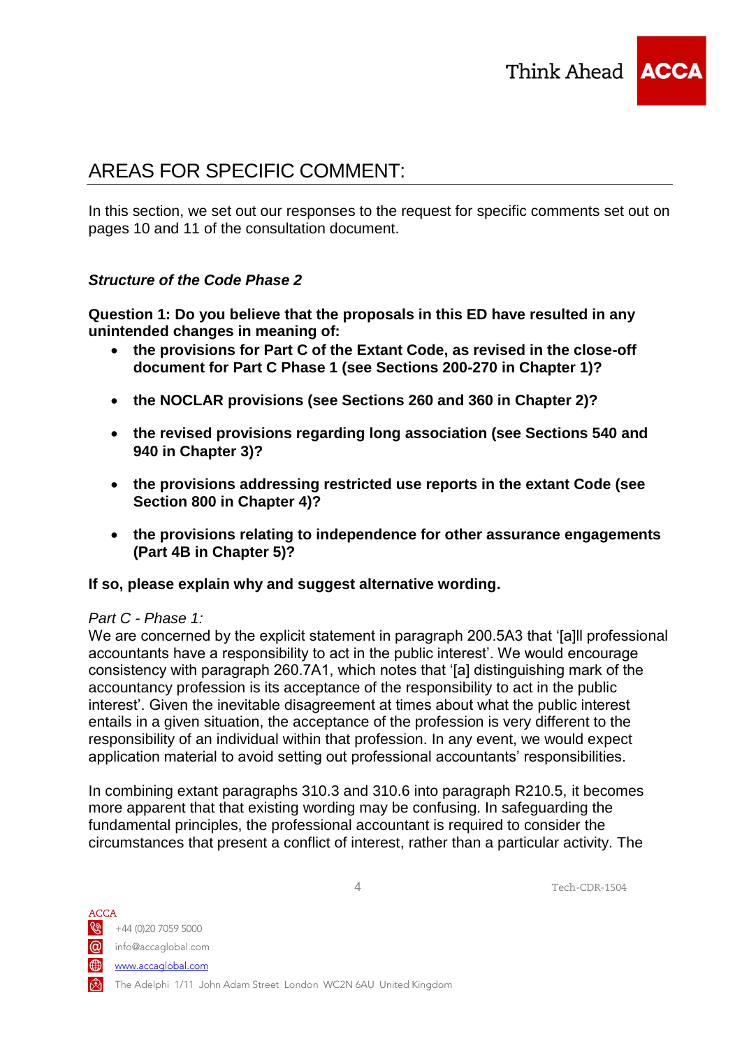# AREAS FOR SPECIFIC COMMENT:

In this section, we set out our responses to the request for specific comments set out on pages 10 and 11 of the consultation document.

***Structure of the Code Phase 2***

**Question 1: Do you believe that the proposals in this ED have resulted in any unintended changes in meaning of:**

- **the provisions for Part C of the Extant Code, as revised in the close-off document for Part C Phase 1 (see Sections 200-270 in Chapter 1)?**
- **the NOCLAR provisions (see Sections 260 and 360 in Chapter 2)?**
- **the revised provisions regarding long association (see Sections 540 and 940 in Chapter 3)?**
- **the provisions addressing restricted use reports in the extant Code (see Section 800 in Chapter 4)?**
- **the provisions relating to independence for other assurance engagements (Part 4B in Chapter 5)?**

**If so, please explain why and suggest alternative wording.**

*Part C - Phase 1:*
We are concerned by the explicit statement in paragraph 200.5A3 that '[a]ll professional accountants have a responsibility to act in the public interest'. We would encourage consistency with paragraph 260.7A1, which notes that '[a] distinguishing mark of the accountancy profession is its acceptance of the responsibility to act in the public interest'. Given the inevitable disagreement at times about what the public interest entails in a given situation, the acceptance of the profession is very different to the responsibility of an individual within that profession. In any event, we would expect application material to avoid setting out professional accountants' responsibilities.

In combining extant paragraphs 310.3 and 310.6 into paragraph R210.5, it becomes more apparent that that existing wording may be confusing. In safeguarding the fundamental principles, the professional accountant is required to consider the circumstances that present a conflict of interest, rather than a particular activity. The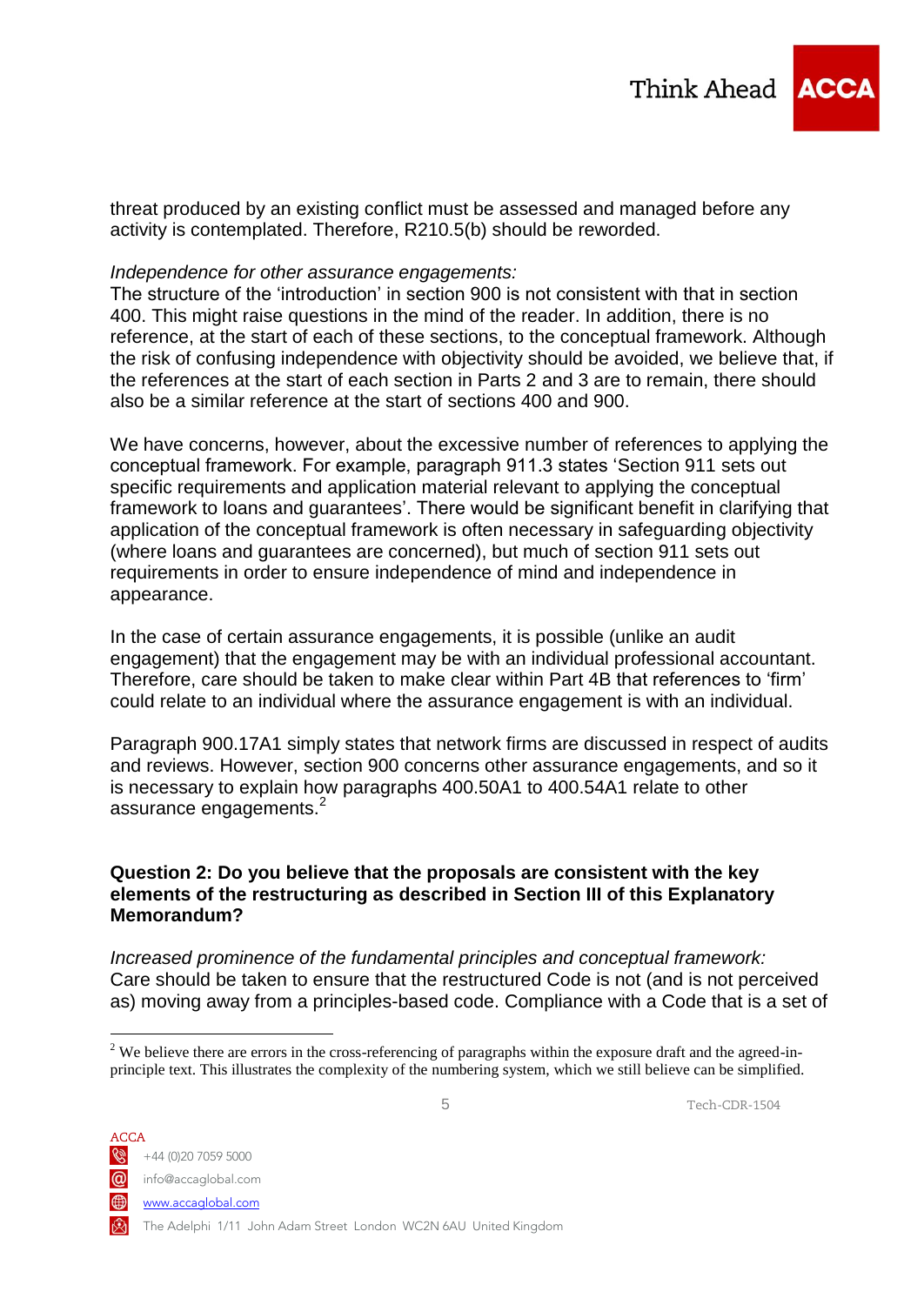threat produced by an existing conflict must be assessed and managed before any activity is contemplated. Therefore, R210.5(b) should be reworded.

*Independence for other assurance engagements:*
The structure of the 'introduction' in section 900 is not consistent with that in section 400. This might raise questions in the mind of the reader. In addition, there is no reference, at the start of each of these sections, to the conceptual framework. Although the risk of confusing independence with objectivity should be avoided, we believe that, if the references at the start of each section in Parts 2 and 3 are to remain, there should also be a similar reference at the start of sections 400 and 900.

We have concerns, however, about the excessive number of references to applying the conceptual framework. For example, paragraph 911.3 states 'Section 911 sets out specific requirements and application material relevant to applying the conceptual framework to loans and guarantees'. There would be significant benefit in clarifying that application of the conceptual framework is often necessary in safeguarding objectivity (where loans and guarantees are concerned), but much of section 911 sets out requirements in order to ensure independence of mind and independence in appearance.

In the case of certain assurance engagements, it is possible (unlike an audit engagement) that the engagement may be with an individual professional accountant. Therefore, care should be taken to make clear within Part 4B that references to 'firm' could relate to an individual where the assurance engagement is with an individual.

Paragraph 900.17A1 simply states that network firms are discussed in respect of audits and reviews. However, section 900 concerns other assurance engagements, and so it is necessary to explain how paragraphs 400.50A1 to 400.54A1 relate to other assurance engagements.[2]

**Question 2: Do you believe that the proposals are consistent with the key elements of the restructuring as described in Section III of this Explanatory Memorandum?**

*Increased prominence of the fundamental principles and conceptual framework:*
Care should be taken to ensure that the restructured Code is not (and is not perceived as) moving away from a principles-based code. Compliance with a Code that is a set of

[2] We believe there are errors in the cross-referencing of paragraphs within the exposure draft and the agreed-in-principle text. This illustrates the complexity of the numbering system, which we still believe can be simplified.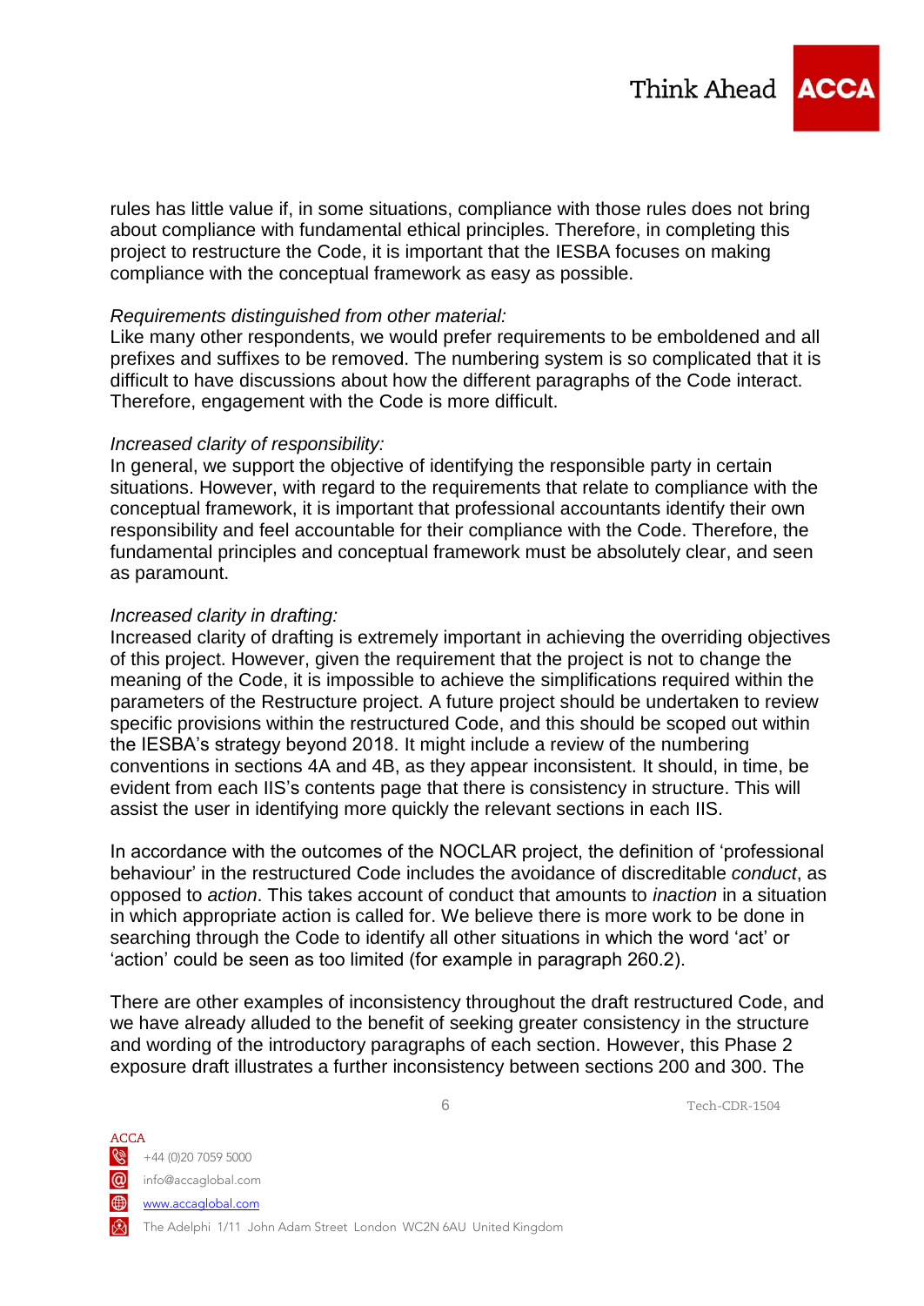rules has little value if, in some situations, compliance with those rules does not bring about compliance with fundamental ethical principles. Therefore, in completing this project to restructure the Code, it is important that the IESBA focuses on making compliance with the conceptual framework as easy as possible.

*Requirements distinguished from other material:*
Like many other respondents, we would prefer requirements to be emboldened and all prefixes and suffixes to be removed. The numbering system is so complicated that it is difficult to have discussions about how the different paragraphs of the Code interact. Therefore, engagement with the Code is more difficult.

*Increased clarity of responsibility:*
In general, we support the objective of identifying the responsible party in certain situations. However, with regard to the requirements that relate to compliance with the conceptual framework, it is important that professional accountants identify their own responsibility and feel accountable for their compliance with the Code. Therefore, the fundamental principles and conceptual framework must be absolutely clear, and seen as paramount.

*Increased clarity in drafting:*
Increased clarity of drafting is extremely important in achieving the overriding objectives of this project. However, given the requirement that the project is not to change the meaning of the Code, it is impossible to achieve the simplifications required within the parameters of the Restructure project. A future project should be undertaken to review specific provisions within the restructured Code, and this should be scoped out within the IESBA's strategy beyond 2018. It might include a review of the numbering conventions in sections 4A and 4B, as they appear inconsistent. It should, in time, be evident from each IIS's contents page that there is consistency in structure. This will assist the user in identifying more quickly the relevant sections in each IIS.

In accordance with the outcomes of the NOCLAR project, the definition of 'professional behaviour' in the restructured Code includes the avoidance of discreditable *conduct*, as opposed to *action*. This takes account of conduct that amounts to *inaction* in a situation in which appropriate action is called for. We believe there is more work to be done in searching through the Code to identify all other situations in which the word 'act' or 'action' could be seen as too limited (for example in paragraph 260.2).

There are other examples of inconsistency throughout the draft restructured Code, and we have already alluded to the benefit of seeking greater consistency in the structure and wording of the introductory paragraphs of each section. However, this Phase 2 exposure draft illustrates a further inconsistency between sections 200 and 300. The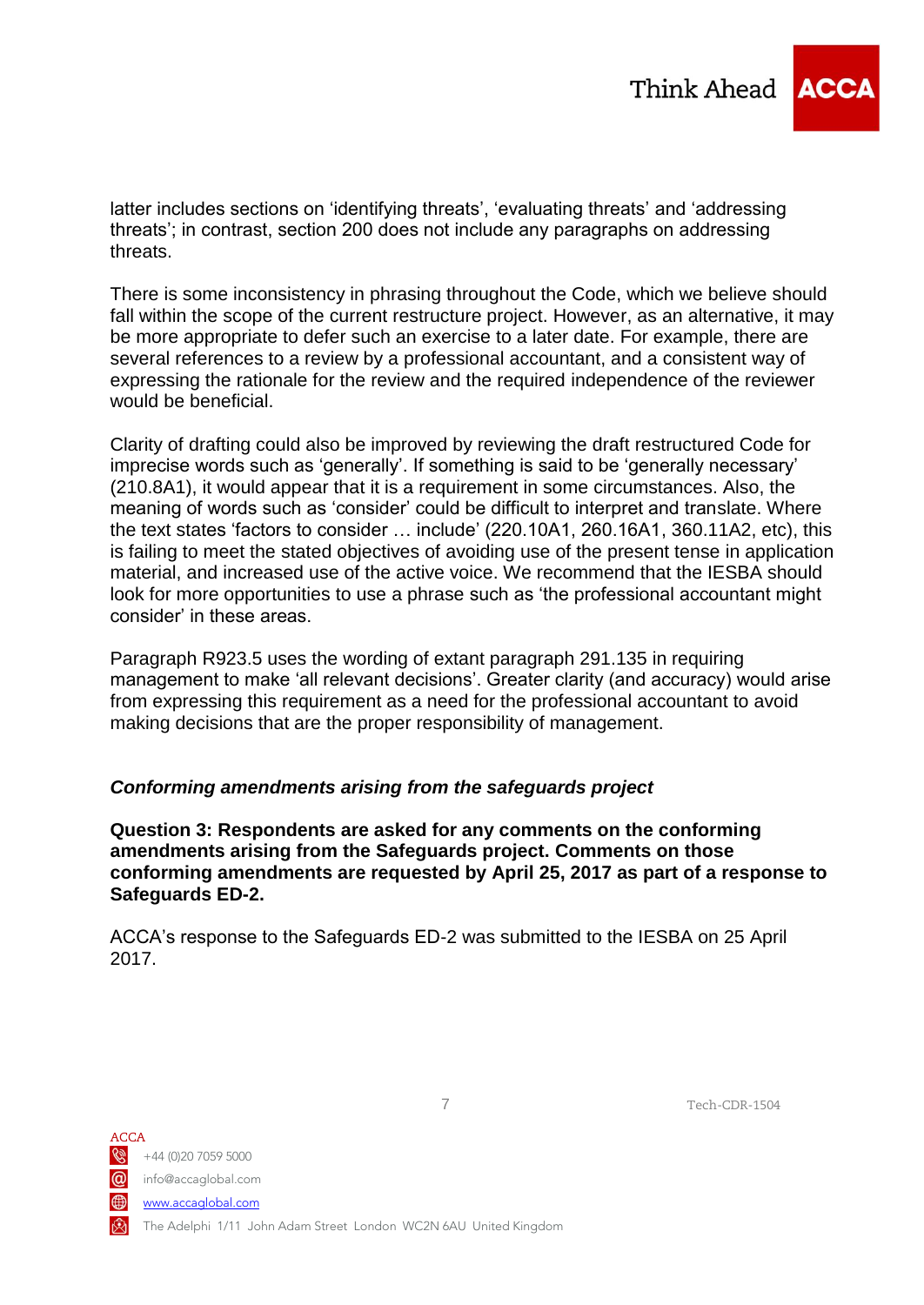latter includes sections on ‘identifying threats’, ‘evaluating threats’ and ‘addressing threats’; in contrast, section 200 does not include any paragraphs on addressing threats.

There is some inconsistency in phrasing throughout the Code, which we believe should fall within the scope of the current restructure project. However, as an alternative, it may be more appropriate to defer such an exercise to a later date. For example, there are several references to a review by a professional accountant, and a consistent way of expressing the rationale for the review and the required independence of the reviewer would be beneficial.

Clarity of drafting could also be improved by reviewing the draft restructured Code for imprecise words such as ‘generally’. If something is said to be ‘generally necessary’ (210.8A1), it would appear that it is a requirement in some circumstances. Also, the meaning of words such as ‘consider’ could be difficult to interpret and translate. Where the text states ‘factors to consider … include’ (220.10A1, 260.16A1, 360.11A2, etc), this is failing to meet the stated objectives of avoiding use of the present tense in application material, and increased use of the active voice. We recommend that the IESBA should look for more opportunities to use a phrase such as ‘the professional accountant might consider’ in these areas.

Paragraph R923.5 uses the wording of extant paragraph 291.135 in requiring management to make ‘all relevant decisions’. Greater clarity (and accuracy) would arise from expressing this requirement as a need for the professional accountant to avoid making decisions that are the proper responsibility of management.

***Conforming amendments arising from the safeguards project***

**Question 3: Respondents are asked for any comments on the conforming amendments arising from the Safeguards project. Comments on those conforming amendments are requested by April 25, 2017 as part of a response to Safeguards ED-2.**

ACCA’s response to the Safeguards ED-2 was submitted to the IESBA on 25 April 2017.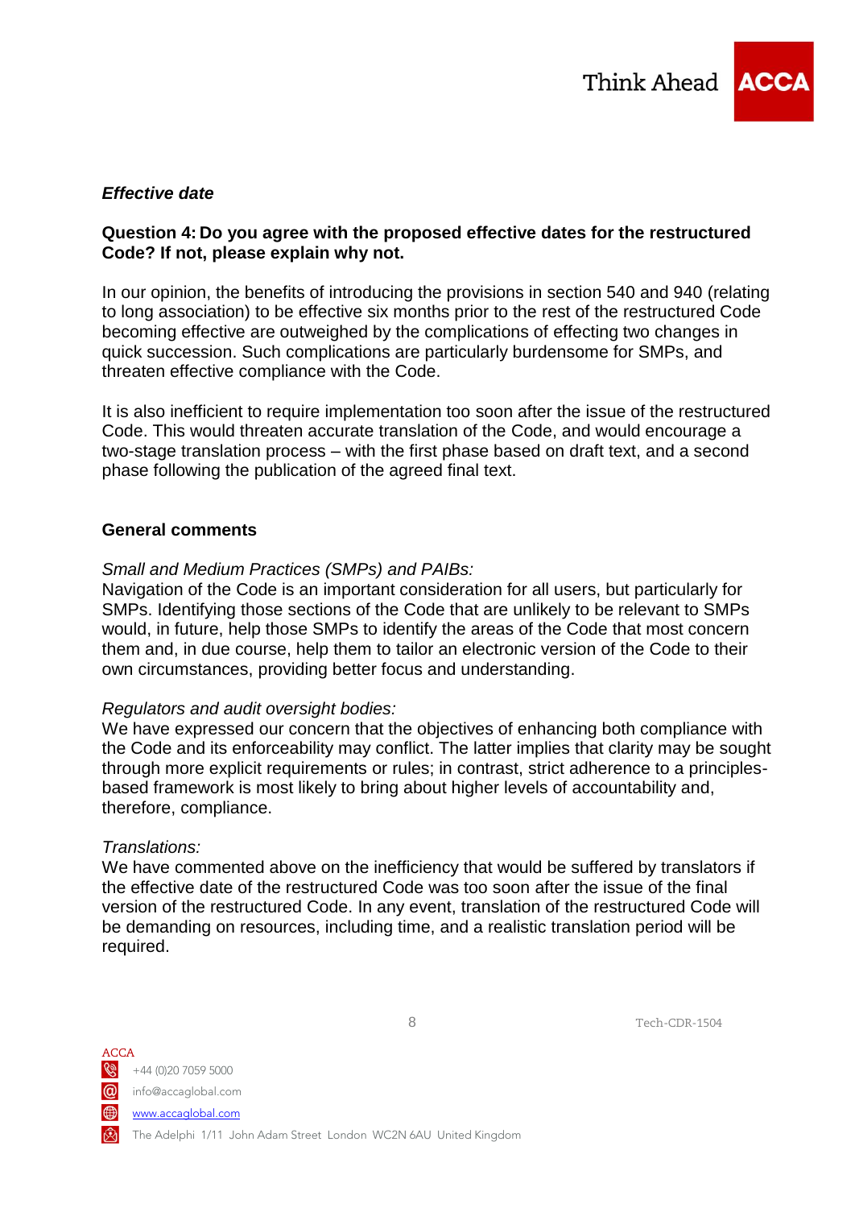### *Effective date*

**Question 4: Do you agree with the proposed effective dates for the restructured Code? If not, please explain why not.**

In our opinion, the benefits of introducing the provisions in section 540 and 940 (relating to long association) to be effective six months prior to the rest of the restructured Code becoming effective are outweighed by the complications of effecting two changes in quick succession. Such complications are particularly burdensome for SMPs, and threaten effective compliance with the Code.

It is also inefficient to require implementation too soon after the issue of the restructured Code. This would threaten accurate translation of the Code, and would encourage a two-stage translation process – with the first phase based on draft text, and a second phase following the publication of the agreed final text.

### General comments

*Small and Medium Practices (SMPs) and PAIBs:*
Navigation of the Code is an important consideration for all users, but particularly for SMPs. Identifying those sections of the Code that are unlikely to be relevant to SMPs would, in future, help those SMPs to identify the areas of the Code that most concern them and, in due course, help them to tailor an electronic version of the Code to their own circumstances, providing better focus and understanding.

*Regulators and audit oversight bodies:*
We have expressed our concern that the objectives of enhancing both compliance with the Code and its enforceability may conflict. The latter implies that clarity may be sought through more explicit requirements or rules; in contrast, strict adherence to a principles-based framework is most likely to bring about higher levels of accountability and, therefore, compliance.

*Translations:*
We have commented above on the inefficiency that would be suffered by translators if the effective date of the restructured Code was too soon after the issue of the final version of the restructured Code. In any event, translation of the restructured Code will be demanding on resources, including time, and a realistic translation period will be required.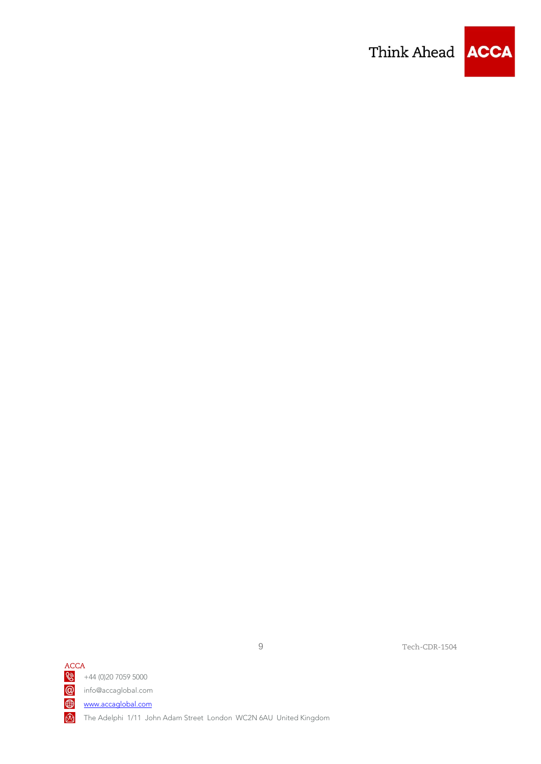ACCA

+44 (0)20 7059 5000

info@accaglobal.com

www.accaglobal.com

The Adelphi 1/11 John Adam Street London WC2N 6AU United Kingdom